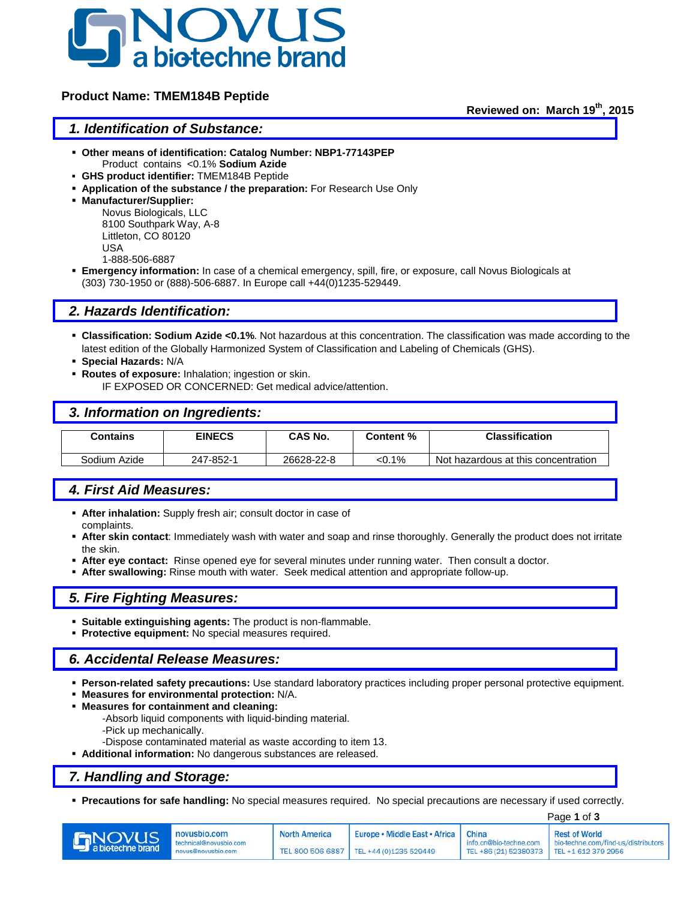**Product Name: TMEM184B Peptide**

**Reviewed on: March 19th, 2015**

## 1. Identification of Substance:

- **Other means of identification: Catalog Number: NBP1-77143PEP**
  Product contains <0.1% **Sodium Azide**
- **GHS product identifier:** TMEM184B Peptide
- **Application of the substance / the preparation:** For Research Use Only
- **Manufacturer/Supplier:**
  Novus Biologicals, LLC
  8100 Southpark Way, A-8
  Littleton, CO 80120
  USA
  1-888-506-6887
- **Emergency information:** In case of a chemical emergency, spill, fire, or exposure, call Novus Biologicals at (303) 730-1950 or (888)-506-6887. In Europe call +44(0)1235-529449.

## 2. Hazards Identification:

- **Classification: Sodium Azide <0.1%**. Not hazardous at this concentration. The classification was made according to the latest edition of the Globally Harmonized System of Classification and Labeling of Chemicals (GHS).
- **Special Hazards:** N/A
- **Routes of exposure:** Inhalation; ingestion or skin.
  IF EXPOSED OR CONCERNED: Get medical advice/attention.

## 3. Information on Ingredients:

| Contains | EINECS | CAS No. | Content % | Classification |
|---|---|---|---|---|
| Sodium Azide | 247-852-1 | 26628-22-8 | <0.1% | Not hazardous at this concentration |

## 4. First Aid Measures:

- **After inhalation:** Supply fresh air; consult doctor in case of complaints.
- **After skin contact**: Immediately wash with water and soap and rinse thoroughly. Generally the product does not irritate the skin.
- **After eye contact:** Rinse opened eye for several minutes under running water. Then consult a doctor.
- **After swallowing:** Rinse mouth with water. Seek medical attention and appropriate follow-up.

## 5. Fire Fighting Measures:

- **Suitable extinguishing agents:** The product is non-flammable.
- **Protective equipment:** No special measures required.

## 6. Accidental Release Measures:

- **Person-related safety precautions:** Use standard laboratory practices including proper personal protective equipment.
- **Measures for environmental protection:** N/A.
- **Measures for containment and cleaning:**
  -Absorb liquid components with liquid-binding material.
  -Pick up mechanically.
  -Dispose contaminated material as waste according to item 13.
- **Additional information:** No dangerous substances are released.

## 7. Handling and Storage:

- **Precautions for safe handling:** No special measures required. No special precautions are necessary if used correctly.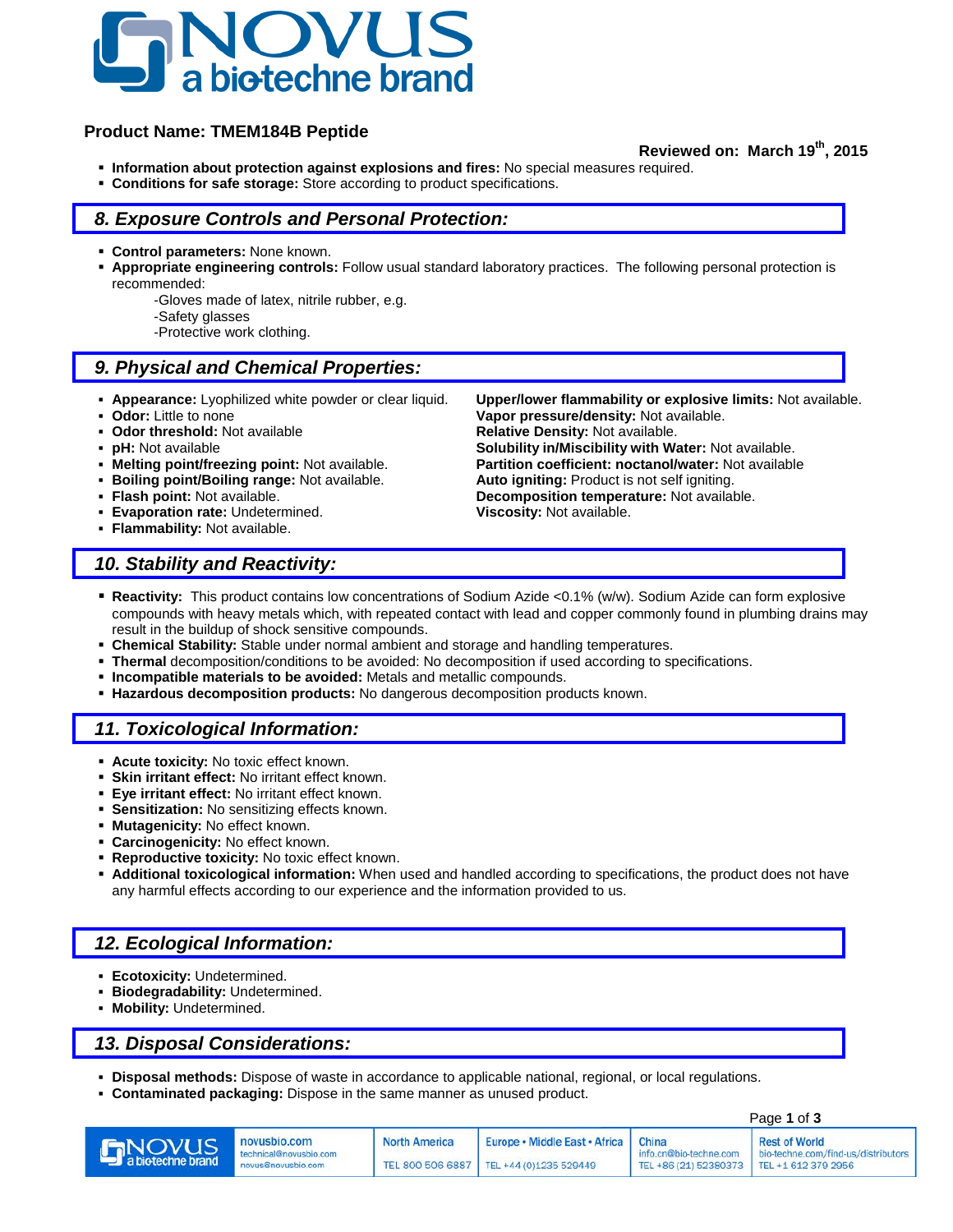**Product Name: TMEM184B Peptide**

**Reviewed on: March 19th, 2015**

- **Information about protection against explosions and fires:** No special measures required.
- **Conditions for safe storage:** Store according to product specifications.

## *8. Exposure Controls and Personal Protection:*

- **Control parameters:** None known.
- **Appropriate engineering controls:** Follow usual standard laboratory practices. The following personal protection is recommended:
  - -Gloves made of latex, nitrile rubber, e.g.
  - -Safety glasses
  - -Protective work clothing.

## *9. Physical and Chemical Properties:*

- **Appearance:** Lyophilized white powder or clear liquid.
- **Odor:** Little to none
- **Odor threshold:** Not available
- **pH:** Not available
- **Melting point/freezing point:** Not available.
- **Boiling point/Boiling range:** Not available.
- **Flash point:** Not available.
- **Evaporation rate:** Undetermined.
- **Flammability:** Not available.
- **Upper/lower flammability or explosive limits:** Not available.
- **Vapor pressure/density:** Not available.
- **Relative Density:** Not available.
- **Solubility in/Miscibility with Water:** Not available.
- **Partition coefficient: noctanol/water:** Not available
- **Auto igniting:** Product is not self igniting.
- **Decomposition temperature:** Not available.
- **Viscosity:** Not available.

## *10. Stability and Reactivity:*

- **Reactivity:** This product contains low concentrations of Sodium Azide <0.1% (w/w). Sodium Azide can form explosive compounds with heavy metals which, with repeated contact with lead and copper commonly found in plumbing drains may result in the buildup of shock sensitive compounds.
- **Chemical Stability:** Stable under normal ambient and storage and handling temperatures.
- **Thermal** decomposition/conditions to be avoided: No decomposition if used according to specifications.
- **Incompatible materials to be avoided:** Metals and metallic compounds.
- **Hazardous decomposition products:** No dangerous decomposition products known.

## *11. Toxicological Information:*

- **Acute toxicity:** No toxic effect known.
- **Skin irritant effect:** No irritant effect known.
- **Eye irritant effect:** No irritant effect known.
- **Sensitization:** No sensitizing effects known.
- **Mutagenicity:** No effect known.
- **Carcinogenicity:** No effect known.
- **Reproductive toxicity:** No toxic effect known.
- **Additional toxicological information:** When used and handled according to specifications, the product does not have any harmful effects according to our experience and the information provided to us.

## *12. Ecological Information:*

- **Ecotoxicity:** Undetermined.
- **Biodegradability:** Undetermined.
- **Mobility:** Undetermined.

## *13. Disposal Considerations:*

- **Disposal methods:** Dispose of waste in accordance to applicable national, regional, or local regulations.
- **Contaminated packaging:** Dispose in the same manner as unused product.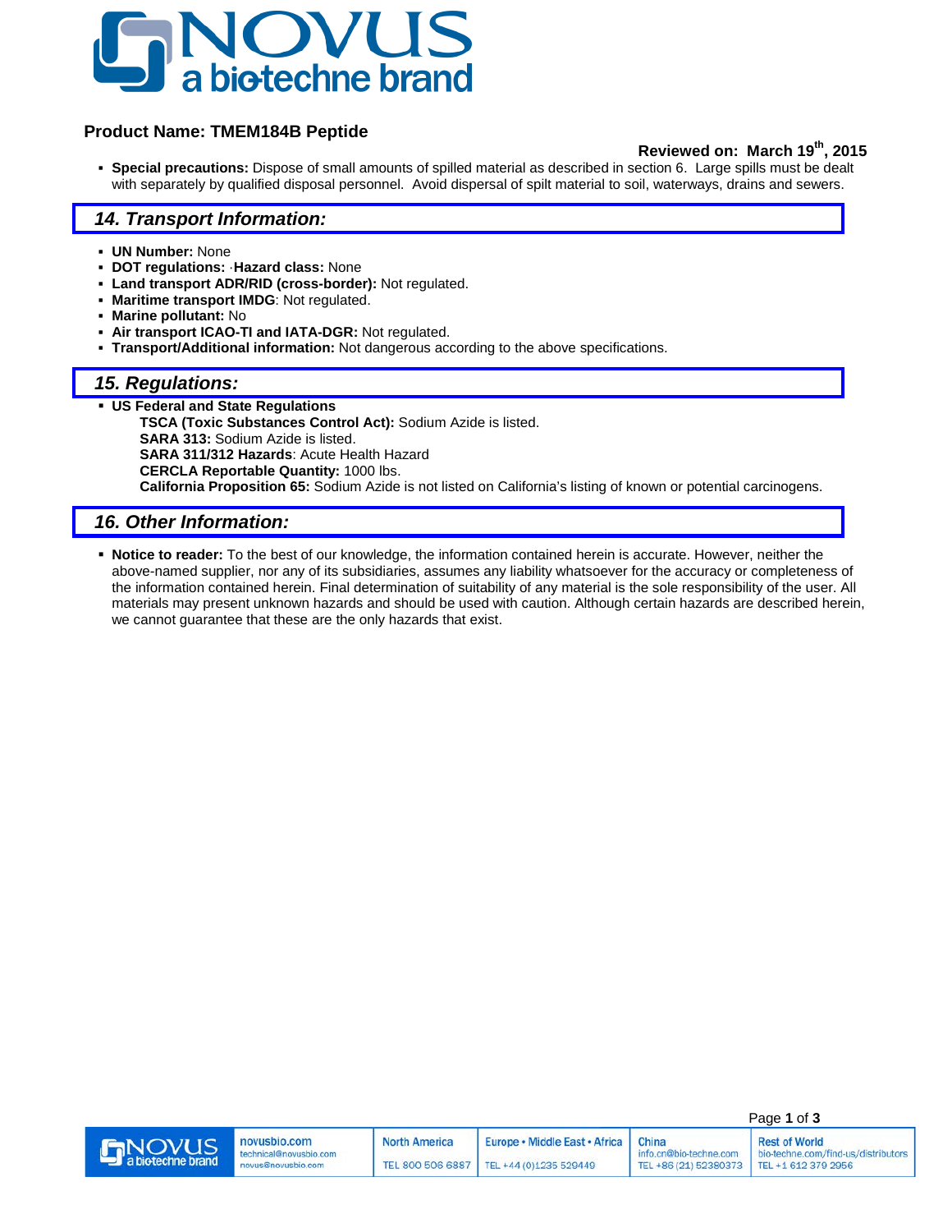**Product Name: TMEM184B Peptide**

**Reviewed on: March 19th, 2015**

- **Special precautions:** Dispose of small amounts of spilled material as described in section 6. Large spills must be dealt with separately by qualified disposal personnel. Avoid dispersal of spilt material to soil, waterways, drains and sewers.

## 14. Transport Information:

- **UN Number:** None
- **DOT regulations:** ·**Hazard class:** None
- **Land transport ADR/RID (cross-border):** Not regulated.
- **Maritime transport IMDG**: Not regulated.
- **Marine pollutant:** No
- **Air transport ICAO-TI and IATA-DGR:** Not regulated.
- **Transport/Additional information:** Not dangerous according to the above specifications.

## 15. Regulations:

- **US Federal and State Regulations**
  - **TSCA (Toxic Substances Control Act):** Sodium Azide is listed.
  - **SARA 313:** Sodium Azide is listed.
  - **SARA 311/312 Hazards**: Acute Health Hazard
  - **CERCLA Reportable Quantity:** 1000 lbs.
  - **California Proposition 65:** Sodium Azide is not listed on California's listing of known or potential carcinogens.

## 16. Other Information:

- **Notice to reader:** To the best of our knowledge, the information contained herein is accurate. However, neither the above-named supplier, nor any of its subsidiaries, assumes any liability whatsoever for the accuracy or completeness of the information contained herein. Final determination of suitability of any material is the sole responsibility of the user. All materials may present unknown hazards and should be used with caution. Although certain hazards are described herein, we cannot guarantee that these are the only hazards that exist.